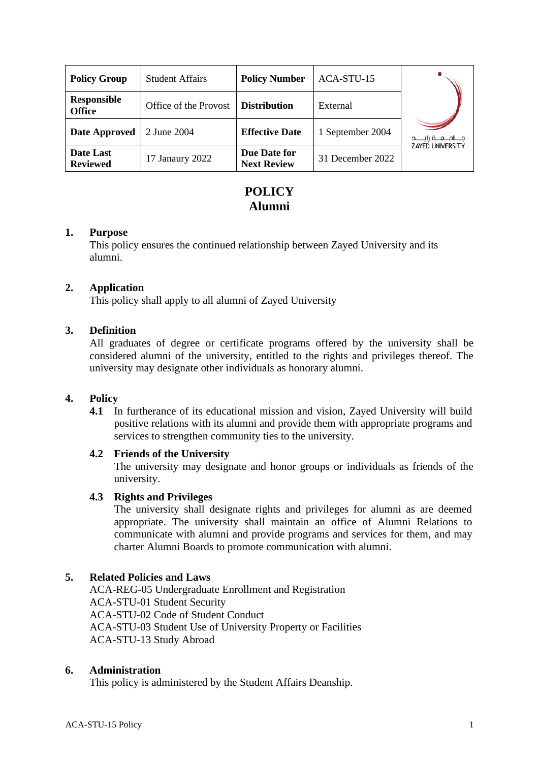| Policy Group | Student Affairs | Policy Number | ACA-STU-15 |
|---|---|---|---|
| Responsible Office | Office of the Provost | Distribution | External |
| Date Approved | 2 June 2004 | Effective Date | 1 September 2004 |
| Date Last Reviewed | 17 Janaury 2022 | Due Date for Next Review | 31 December 2022 |

# POLICY
# Alumni

## 1. Purpose

This policy ensures the continued relationship between Zayed University and its alumni.

## 2. Application

This policy shall apply to all alumni of Zayed University

## 3. Definition

All graduates of degree or certificate programs offered by the university shall be considered alumni of the university, entitled to the rights and privileges thereof. The university may designate other individuals as honorary alumni.

## 4. Policy

**4.1** In furtherance of its educational mission and vision, Zayed University will build positive relations with its alumni and provide them with appropriate programs and services to strengthen community ties to the university.

### 4.2 Friends of the University

The university may designate and honor groups or individuals as friends of the university.

### 4.3 Rights and Privileges

The university shall designate rights and privileges for alumni as are deemed appropriate. The university shall maintain an office of Alumni Relations to communicate with alumni and provide programs and services for them, and may charter Alumni Boards to promote communication with alumni.

## 5. Related Policies and Laws

ACA-REG-05 Undergraduate Enrollment and Registration
ACA-STU-01 Student Security
ACA-STU-02 Code of Student Conduct
ACA-STU-03 Student Use of University Property or Facilities
ACA-STU-13 Study Abroad

## 6. Administration

This policy is administered by the Student Affairs Deanship.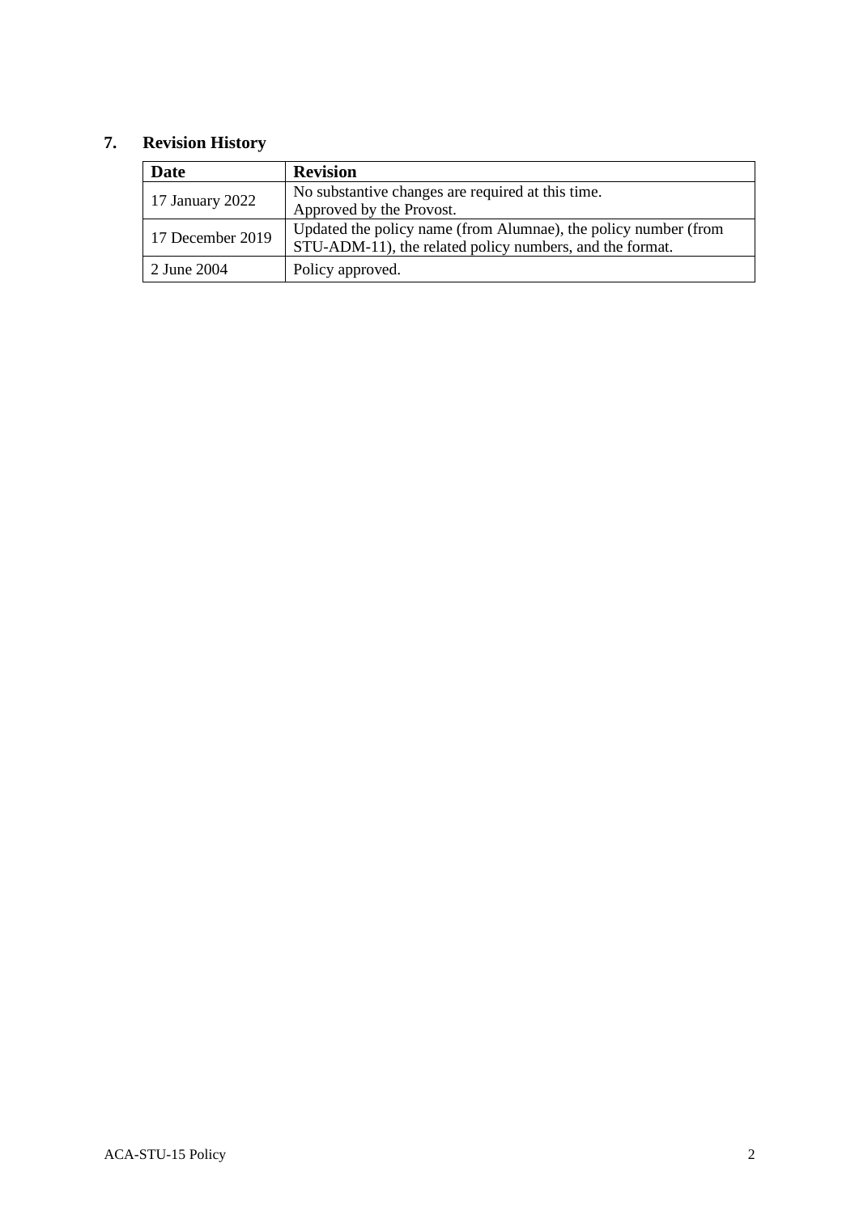## 7. Revision History

| Date | Revision |
| --- | --- |
| 17 January 2022 | No substantive changes are required at this time. Approved by the Provost. |
| 17 December 2019 | Updated the policy name (from Alumnae), the policy number (from STU-ADM-11), the related policy numbers, and the format. |
| 2 June 2004 | Policy approved. |